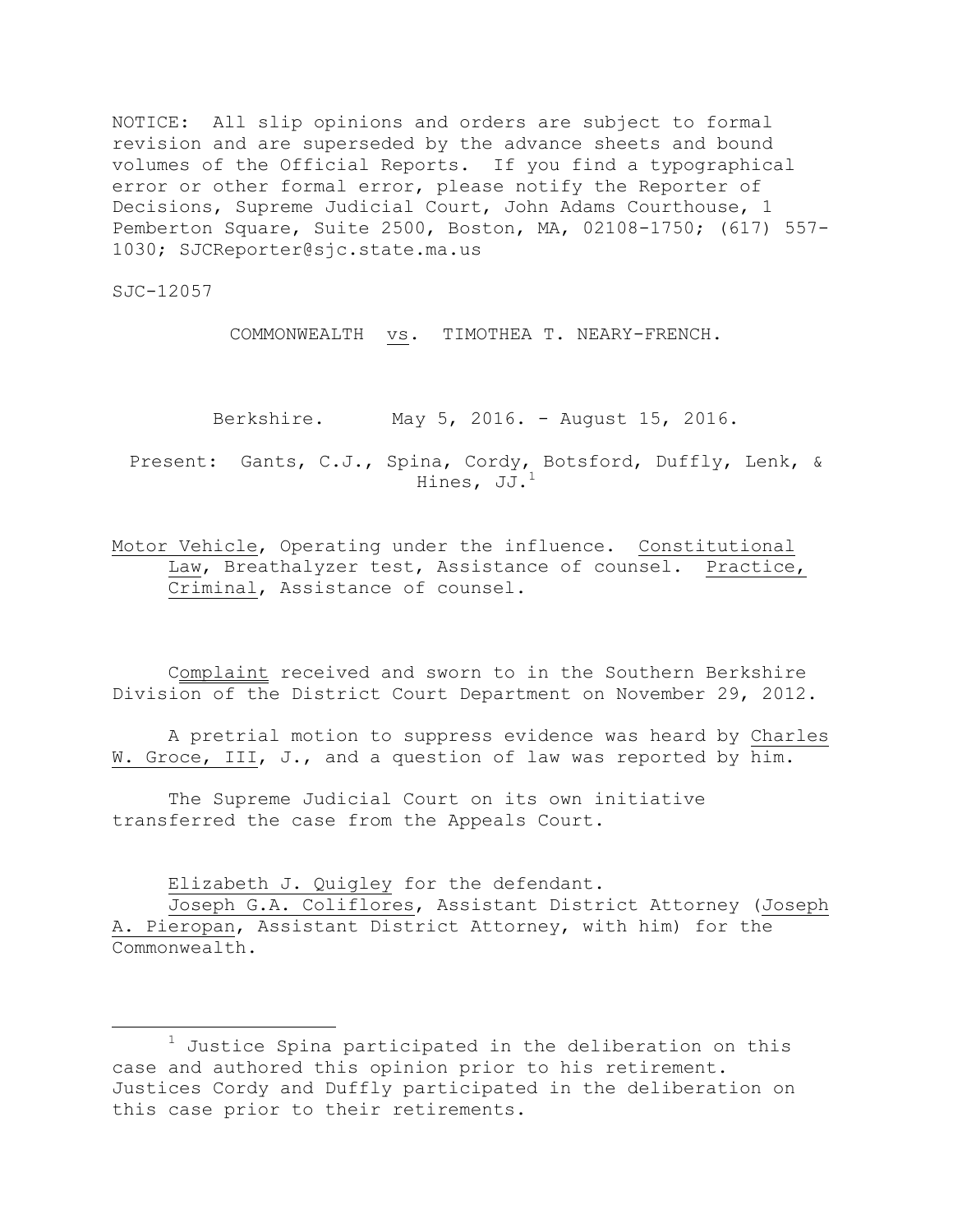NOTICE: All slip opinions and orders are subject to formal revision and are superseded by the advance sheets and bound volumes of the Official Reports. If you find a typographical error or other formal error, please notify the Reporter of Decisions, Supreme Judicial Court, John Adams Courthouse, 1 Pemberton Square, Suite 2500, Boston, MA, 02108-1750; (617) 557-1030; SJCReporter@sjc.state.ma.us

SJC-12057

COMMONWEALTH vs. TIMOTHEA T. NEARY-FRENCH.

Berkshire. May 5, 2016. - August 15, 2016.

Present: Gants, C.J., Spina, Cordy, Botsford, Duffly, Lenk, & Hines, JJ.[1]

Motor Vehicle, Operating under the influence. Constitutional Law, Breathalyzer test, Assistance of counsel. Practice, Criminal, Assistance of counsel.

Complaint received and sworn to in the Southern Berkshire Division of the District Court Department on November 29, 2012.

A pretrial motion to suppress evidence was heard by Charles W. Groce, III, J., and a question of law was reported by him.

The Supreme Judicial Court on its own initiative transferred the case from the Appeals Court.

Elizabeth J. Quigley for the defendant.
Joseph G.A. Coliflores, Assistant District Attorney (Joseph A. Pieropan, Assistant District Attorney, with him) for the Commonwealth.

---

[1] Justice Spina participated in the deliberation on this case and authored this opinion prior to his retirement. Justices Cordy and Duffly participated in the deliberation on this case prior to their retirements.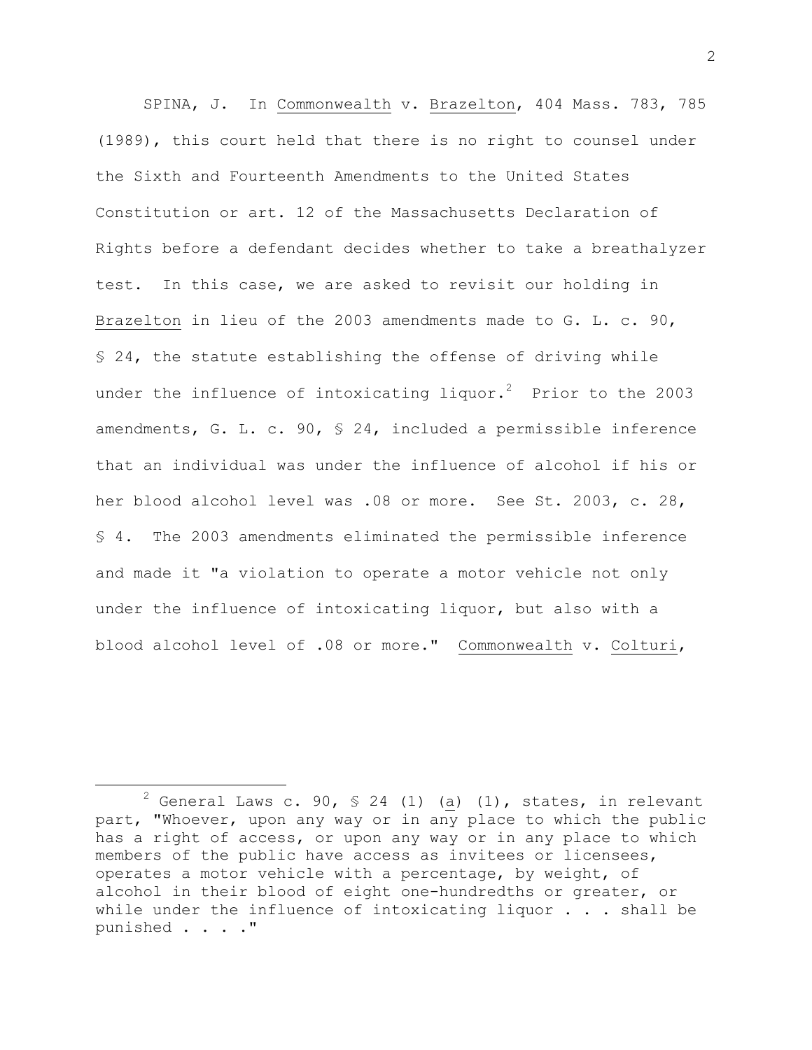SPINA, J. In Commonwealth v. Brazelton, 404 Mass. 783, 785 (1989), this court held that there is no right to counsel under the Sixth and Fourteenth Amendments to the United States Constitution or art. 12 of the Massachusetts Declaration of Rights before a defendant decides whether to take a breathalyzer test. In this case, we are asked to revisit our holding in Brazelton in lieu of the 2003 amendments made to G. L. c. 90, § 24, the statute establishing the offense of driving while under the influence of intoxicating liquor.[2] Prior to the 2003 amendments, G. L. c. 90, § 24, included a permissible inference that an individual was under the influence of alcohol if his or her blood alcohol level was .08 or more. See St. 2003, c. 28, § 4. The 2003 amendments eliminated the permissible inference and made it "a violation to operate a motor vehicle not only under the influence of intoxicating liquor, but also with a blood alcohol level of .08 or more." Commonwealth v. Colturi,

---

[2] General Laws c. 90, § 24 (1) (a) (1), states, in relevant part, "Whoever, upon any way or in any place to which the public has a right of access, or upon any way or in any place to which members of the public have access as invitees or licensees, operates a motor vehicle with a percentage, by weight, of alcohol in their blood of eight one-hundredths or greater, or while under the influence of intoxicating liquor . . . shall be punished . . . ."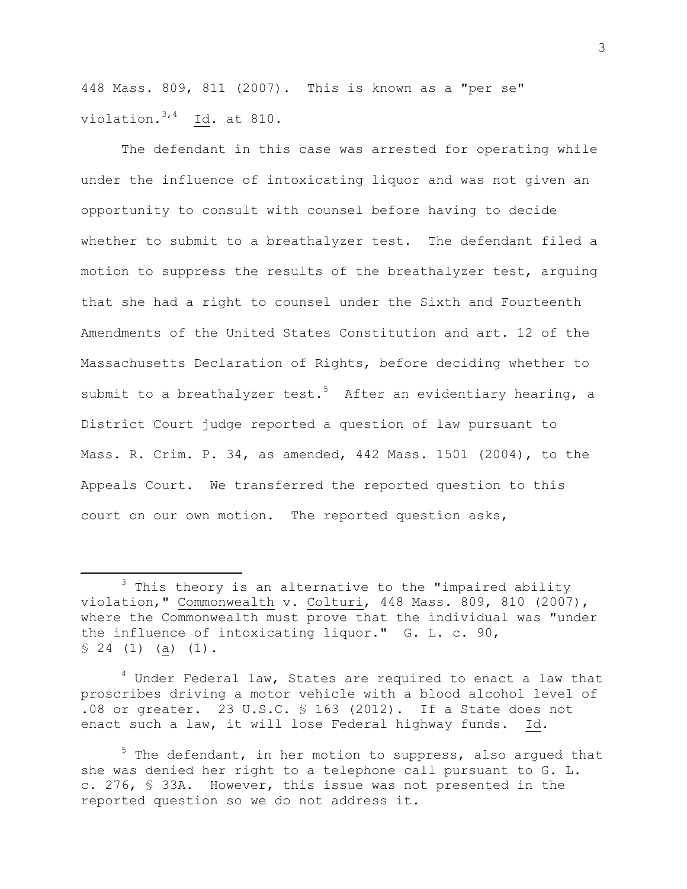448 Mass. 809, 811 (2007). This is known as a "per se" violation.[3,4] Id. at 810.

The defendant in this case was arrested for operating while under the influence of intoxicating liquor and was not given an opportunity to consult with counsel before having to decide whether to submit to a breathalyzer test. The defendant filed a motion to suppress the results of the breathalyzer test, arguing that she had a right to counsel under the Sixth and Fourteenth Amendments of the United States Constitution and art. 12 of the Massachusetts Declaration of Rights, before deciding whether to submit to a breathalyzer test.[5] After an evidentiary hearing, a District Court judge reported a question of law pursuant to Mass. R. Crim. P. 34, as amended, 442 Mass. 1501 (2004), to the Appeals Court. We transferred the reported question to this court on our own motion. The reported question asks,

---

[3] This theory is an alternative to the "impaired ability violation," Commonwealth v. Colturi, 448 Mass. 809, 810 (2007), where the Commonwealth must prove that the individual was "under the influence of intoxicating liquor." G. L. c. 90, § 24 (1) (a) (1).

[4] Under Federal law, States are required to enact a law that proscribes driving a motor vehicle with a blood alcohol level of .08 or greater. 23 U.S.C. § 163 (2012). If a State does not enact such a law, it will lose Federal highway funds. Id.

[5] The defendant, in her motion to suppress, also argued that she was denied her right to a telephone call pursuant to G. L. c. 276, § 33A. However, this issue was not presented in the reported question so we do not address it.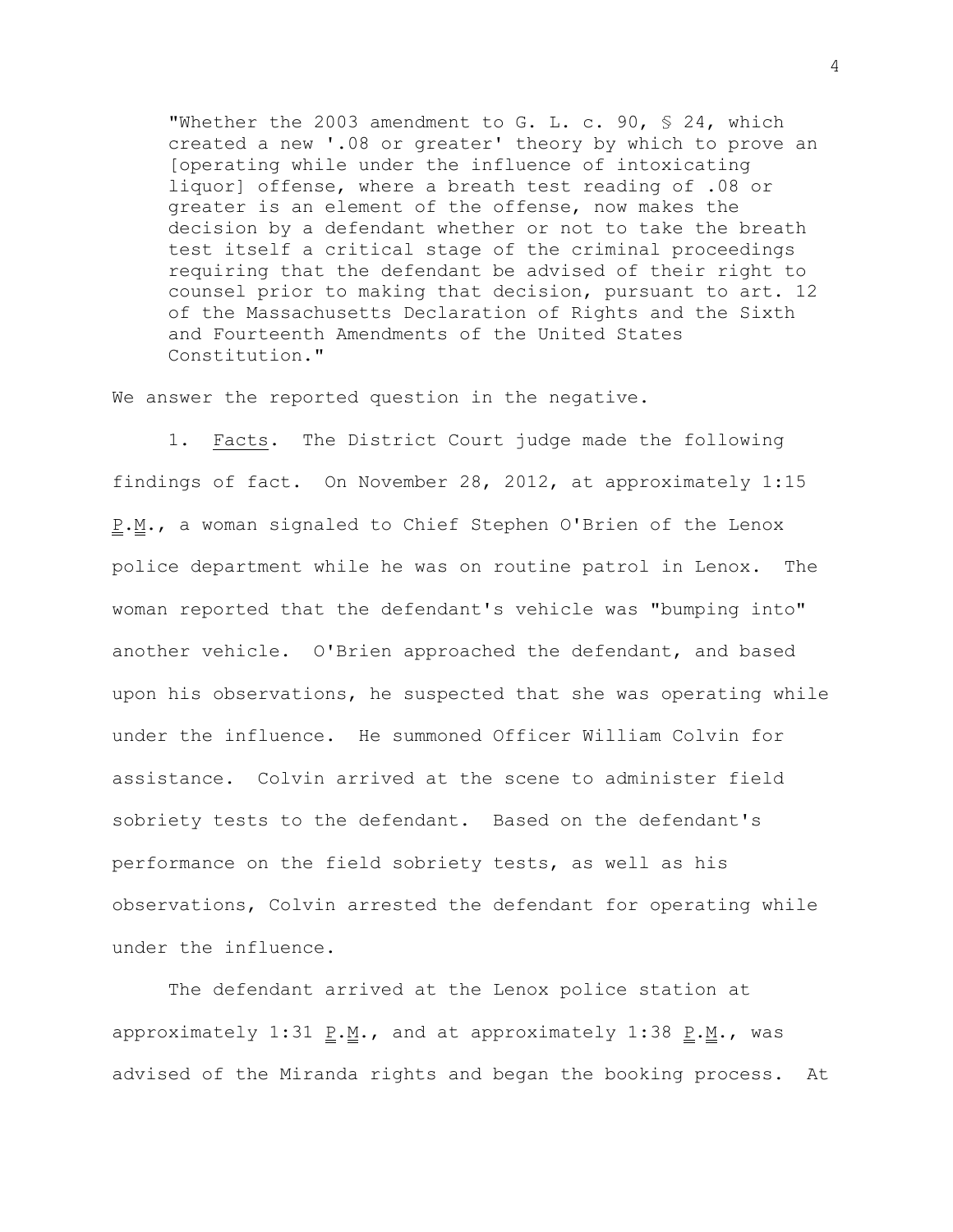"Whether the 2003 amendment to G. L. c. 90, § 24, which created a new '.08 or greater' theory by which to prove an [operating while under the influence of intoxicating liquor] offense, where a breath test reading of .08 or greater is an element of the offense, now makes the decision by a defendant whether or not to take the breath test itself a critical stage of the criminal proceedings requiring that the defendant be advised of their right to counsel prior to making that decision, pursuant to art. 12 of the Massachusetts Declaration of Rights and the Sixth and Fourteenth Amendments of the United States Constitution."

We answer the reported question in the negative.

1. Facts. The District Court judge made the following findings of fact. On November 28, 2012, at approximately 1:15 P.M., a woman signaled to Chief Stephen O'Brien of the Lenox police department while he was on routine patrol in Lenox. The woman reported that the defendant's vehicle was "bumping into" another vehicle. O'Brien approached the defendant, and based upon his observations, he suspected that she was operating while under the influence. He summoned Officer William Colvin for assistance. Colvin arrived at the scene to administer field sobriety tests to the defendant. Based on the defendant's performance on the field sobriety tests, as well as his observations, Colvin arrested the defendant for operating while under the influence.

The defendant arrived at the Lenox police station at approximately 1:31 P.M., and at approximately 1:38 P.M., was advised of the Miranda rights and began the booking process. At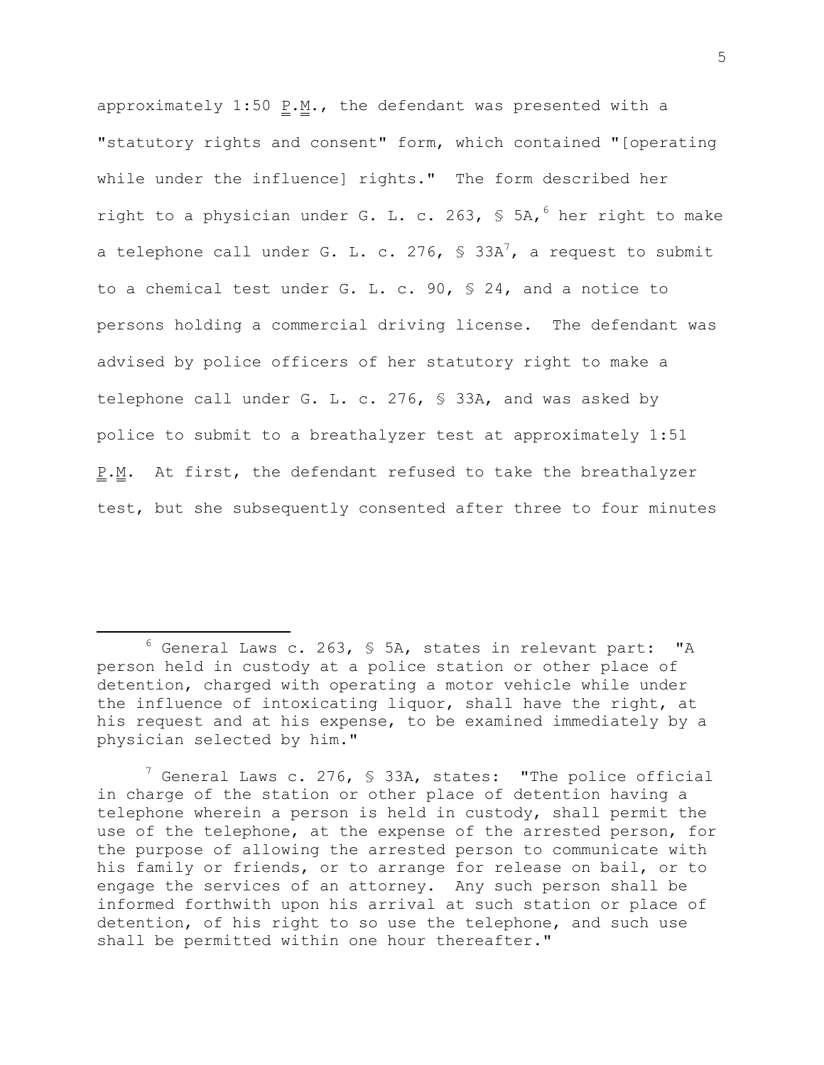approximately 1:50 P.M., the defendant was presented with a "statutory rights and consent" form, which contained "[operating while under the influence] rights." The form described her right to a physician under G. L. c. 263, § 5A,[6] her right to make a telephone call under G. L. c. 276, § 33A[7], a request to submit to a chemical test under G. L. c. 90, § 24, and a notice to persons holding a commercial driving license. The defendant was advised by police officers of her statutory right to make a telephone call under G. L. c. 276, § 33A, and was asked by police to submit to a breathalyzer test at approximately 1:51 P.M. At first, the defendant refused to take the breathalyzer test, but she subsequently consented after three to four minutes

---

[6] General Laws c. 263, § 5A, states in relevant part: "A person held in custody at a police station or other place of detention, charged with operating a motor vehicle while under the influence of intoxicating liquor, shall have the right, at his request and at his expense, to be examined immediately by a physician selected by him."

[7] General Laws c. 276, § 33A, states: "The police official in charge of the station or other place of detention having a telephone wherein a person is held in custody, shall permit the use of the telephone, at the expense of the arrested person, for the purpose of allowing the arrested person to communicate with his family or friends, or to arrange for release on bail, or to engage the services of an attorney. Any such person shall be informed forthwith upon his arrival at such station or place of detention, of his right to so use the telephone, and such use shall be permitted within one hour thereafter."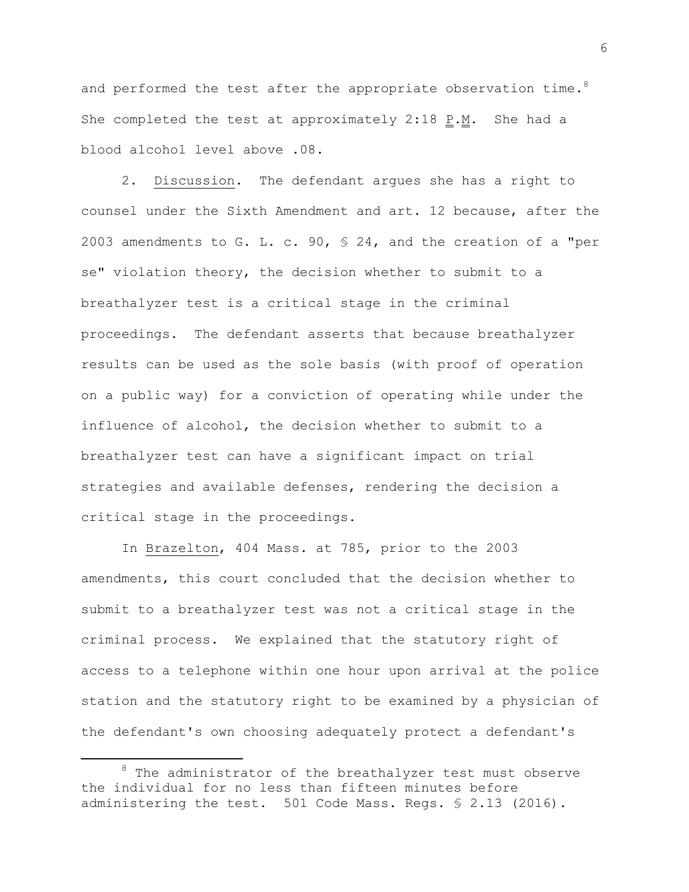and performed the test after the appropriate observation time.[8] She completed the test at approximately 2:18 P.M. She had a blood alcohol level above .08.

2. Discussion. The defendant argues she has a right to counsel under the Sixth Amendment and art. 12 because, after the 2003 amendments to G. L. c. 90, § 24, and the creation of a "per se" violation theory, the decision whether to submit to a breathalyzer test is a critical stage in the criminal proceedings. The defendant asserts that because breathalyzer results can be used as the sole basis (with proof of operation on a public way) for a conviction of operating while under the influence of alcohol, the decision whether to submit to a breathalyzer test can have a significant impact on trial strategies and available defenses, rendering the decision a critical stage in the proceedings.

In Brazelton, 404 Mass. at 785, prior to the 2003 amendments, this court concluded that the decision whether to submit to a breathalyzer test was not a critical stage in the criminal process. We explained that the statutory right of access to a telephone within one hour upon arrival at the police station and the statutory right to be examined by a physician of the defendant's own choosing adequately protect a defendant's

---

[8] The administrator of the breathalyzer test must observe the individual for no less than fifteen minutes before administering the test. 501 Code Mass. Regs. § 2.13 (2016).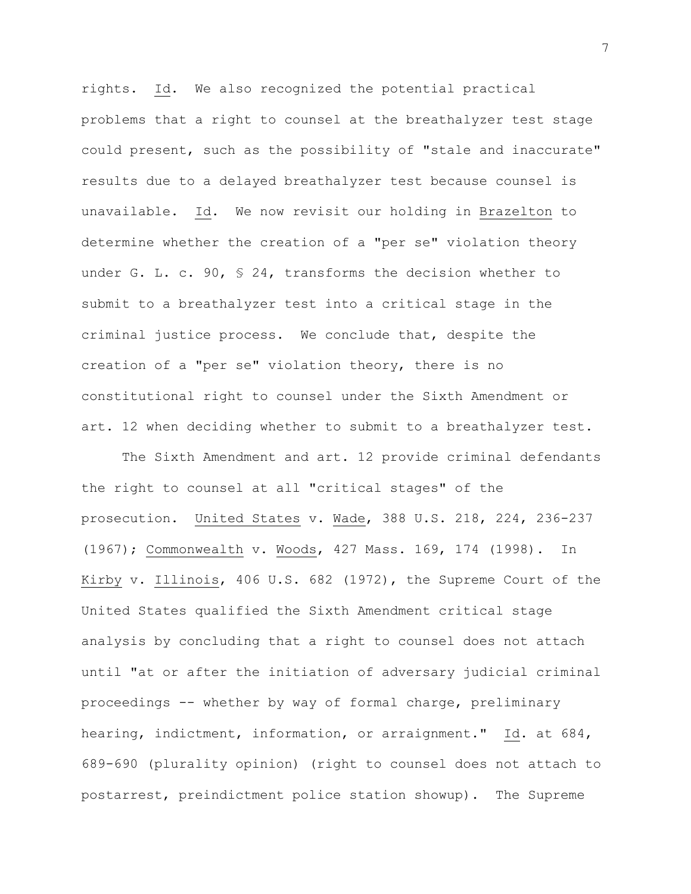rights. Id. We also recognized the potential practical problems that a right to counsel at the breathalyzer test stage could present, such as the possibility of "stale and inaccurate" results due to a delayed breathalyzer test because counsel is unavailable. Id. We now revisit our holding in Brazelton to determine whether the creation of a "per se" violation theory under G. L. c. 90, § 24, transforms the decision whether to submit to a breathalyzer test into a critical stage in the criminal justice process. We conclude that, despite the creation of a "per se" violation theory, there is no constitutional right to counsel under the Sixth Amendment or art. 12 when deciding whether to submit to a breathalyzer test.

The Sixth Amendment and art. 12 provide criminal defendants the right to counsel at all "critical stages" of the prosecution. United States v. Wade, 388 U.S. 218, 224, 236-237 (1967); Commonwealth v. Woods, 427 Mass. 169, 174 (1998). In Kirby v. Illinois, 406 U.S. 682 (1972), the Supreme Court of the United States qualified the Sixth Amendment critical stage analysis by concluding that a right to counsel does not attach until "at or after the initiation of adversary judicial criminal proceedings -- whether by way of formal charge, preliminary hearing, indictment, information, or arraignment." Id. at 684, 689-690 (plurality opinion) (right to counsel does not attach to postarrest, preindictment police station showup). The Supreme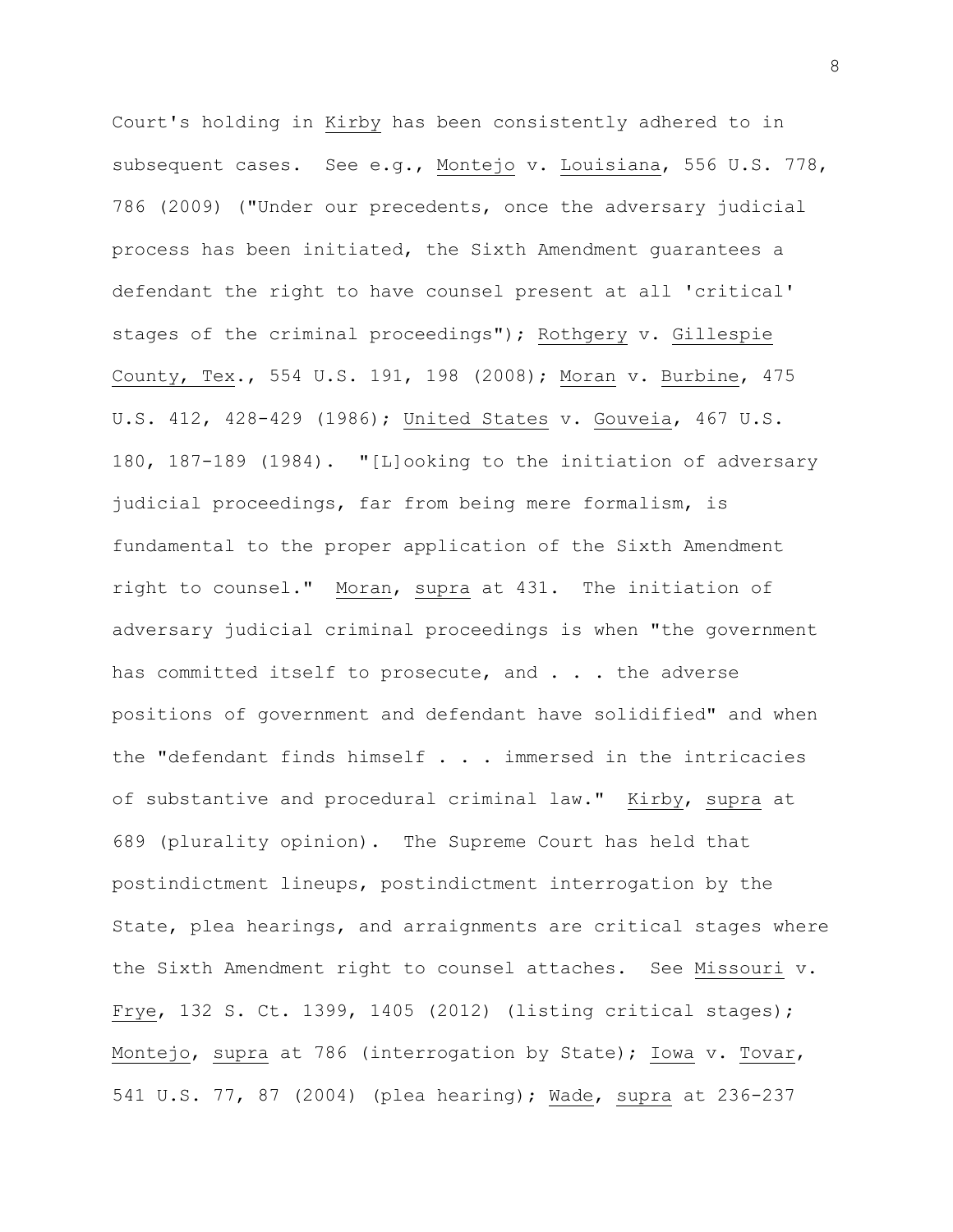Court's holding in Kirby has been consistently adhered to in subsequent cases. See e.g., Montejo v. Louisiana, 556 U.S. 778, 786 (2009) ("Under our precedents, once the adversary judicial process has been initiated, the Sixth Amendment guarantees a defendant the right to have counsel present at all 'critical' stages of the criminal proceedings"); Rothgery v. Gillespie County, Tex., 554 U.S. 191, 198 (2008); Moran v. Burbine, 475 U.S. 412, 428-429 (1986); United States v. Gouveia, 467 U.S. 180, 187-189 (1984). "[L]ooking to the initiation of adversary judicial proceedings, far from being mere formalism, is fundamental to the proper application of the Sixth Amendment right to counsel." Moran, supra at 431. The initiation of adversary judicial criminal proceedings is when "the government has committed itself to prosecute, and . . . the adverse positions of government and defendant have solidified" and when the "defendant finds himself . . . immersed in the intricacies of substantive and procedural criminal law." Kirby, supra at 689 (plurality opinion). The Supreme Court has held that postindictment lineups, postindictment interrogation by the State, plea hearings, and arraignments are critical stages where the Sixth Amendment right to counsel attaches. See Missouri v. Frye, 132 S. Ct. 1399, 1405 (2012) (listing critical stages); Montejo, supra at 786 (interrogation by State); Iowa v. Tovar, 541 U.S. 77, 87 (2004) (plea hearing); Wade, supra at 236-237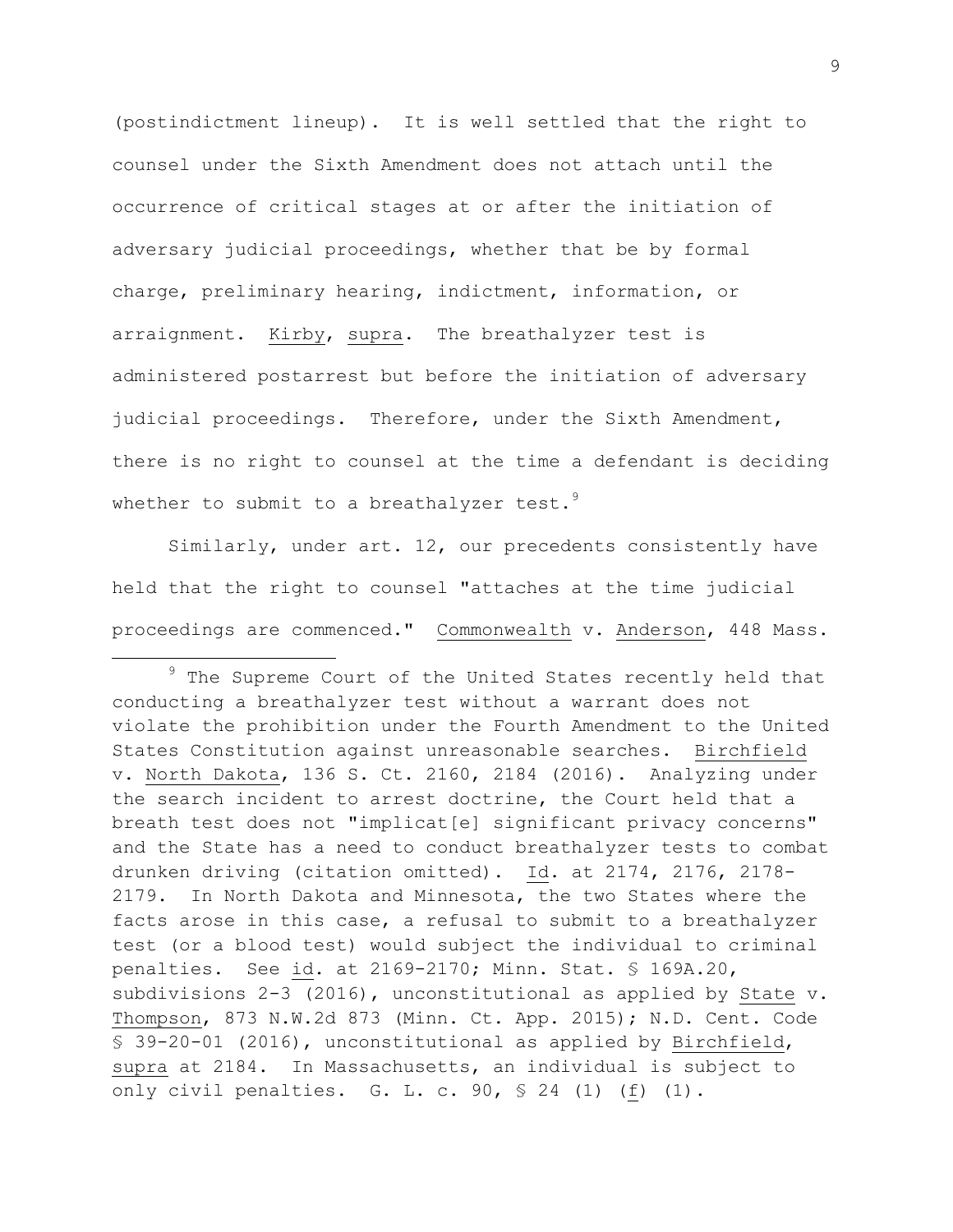(postindictment lineup). It is well settled that the right to counsel under the Sixth Amendment does not attach until the occurrence of critical stages at or after the initiation of adversary judicial proceedings, whether that be by formal charge, preliminary hearing, indictment, information, or arraignment. Kirby, supra. The breathalyzer test is administered postarrest but before the initiation of adversary judicial proceedings. Therefore, under the Sixth Amendment, there is no right to counsel at the time a defendant is deciding whether to submit to a breathalyzer test.[9]

Similarly, under art. 12, our precedents consistently have held that the right to counsel "attaches at the time judicial proceedings are commenced." Commonwealth v. Anderson, 448 Mass.

---

[9] The Supreme Court of the United States recently held that conducting a breathalyzer test without a warrant does not violate the prohibition under the Fourth Amendment to the United States Constitution against unreasonable searches. Birchfield v. North Dakota, 136 S. Ct. 2160, 2184 (2016). Analyzing under the search incident to arrest doctrine, the Court held that a breath test does not "implicat[e] significant privacy concerns" and the State has a need to conduct breathalyzer tests to combat drunken driving (citation omitted). Id. at 2174, 2176, 2178-2179. In North Dakota and Minnesota, the two States where the facts arose in this case, a refusal to submit to a breathalyzer test (or a blood test) would subject the individual to criminal penalties. See id. at 2169-2170; Minn. Stat. § 169A.20, subdivisions 2-3 (2016), unconstitutional as applied by State v. Thompson, 873 N.W.2d 873 (Minn. Ct. App. 2015); N.D. Cent. Code § 39-20-01 (2016), unconstitutional as applied by Birchfield, supra at 2184. In Massachusetts, an individual is subject to only civil penalties. G. L. c. 90, § 24 (1) (f) (1).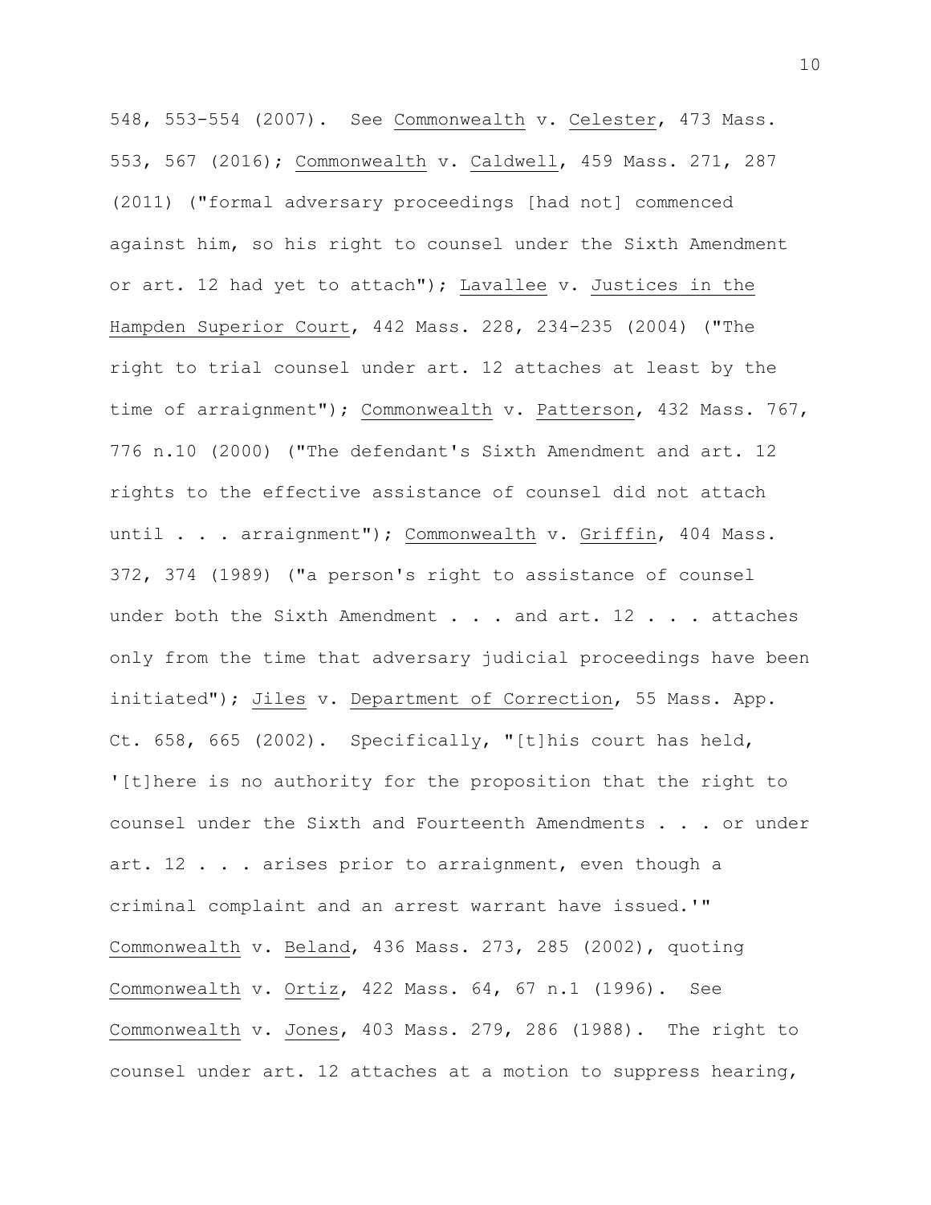548, 553-554 (2007). See Commonwealth v. Celester, 473 Mass. 553, 567 (2016); Commonwealth v. Caldwell, 459 Mass. 271, 287 (2011) ("formal adversary proceedings [had not] commenced against him, so his right to counsel under the Sixth Amendment or art. 12 had yet to attach"); Lavallee v. Justices in the Hampden Superior Court, 442 Mass. 228, 234-235 (2004) ("The right to trial counsel under art. 12 attaches at least by the time of arraignment"); Commonwealth v. Patterson, 432 Mass. 767, 776 n.10 (2000) ("The defendant's Sixth Amendment and art. 12 rights to the effective assistance of counsel did not attach until . . . arraignment"); Commonwealth v. Griffin, 404 Mass. 372, 374 (1989) ("a person's right to assistance of counsel under both the Sixth Amendment . . . and art. 12 . . . attaches only from the time that adversary judicial proceedings have been initiated"); Jiles v. Department of Correction, 55 Mass. App. Ct. 658, 665 (2002). Specifically, "[t]his court has held, '[t]here is no authority for the proposition that the right to counsel under the Sixth and Fourteenth Amendments . . . or under art. 12 . . . arises prior to arraignment, even though a criminal complaint and an arrest warrant have issued.'" Commonwealth v. Beland, 436 Mass. 273, 285 (2002), quoting Commonwealth v. Ortiz, 422 Mass. 64, 67 n.1 (1996). See Commonwealth v. Jones, 403 Mass. 279, 286 (1988). The right to counsel under art. 12 attaches at a motion to suppress hearing,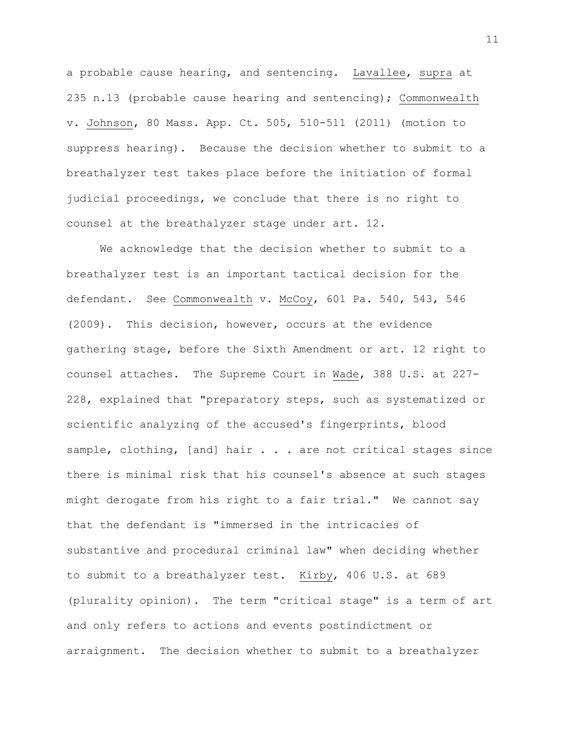a probable cause hearing, and sentencing. Lavallee, supra at 235 n.13 (probable cause hearing and sentencing); Commonwealth v. Johnson, 80 Mass. App. Ct. 505, 510-511 (2011) (motion to suppress hearing). Because the decision whether to submit to a breathalyzer test takes place before the initiation of formal judicial proceedings, we conclude that there is no right to counsel at the breathalyzer stage under art. 12.

We acknowledge that the decision whether to submit to a breathalyzer test is an important tactical decision for the defendant. See Commonwealth v. McCoy, 601 Pa. 540, 543, 546 (2009). This decision, however, occurs at the evidence gathering stage, before the Sixth Amendment or art. 12 right to counsel attaches. The Supreme Court in Wade, 388 U.S. at 227-228, explained that "preparatory steps, such as systematized or scientific analyzing of the accused's fingerprints, blood sample, clothing, [and] hair . . . are not critical stages since there is minimal risk that his counsel's absence at such stages might derogate from his right to a fair trial." We cannot say that the defendant is "immersed in the intricacies of substantive and procedural criminal law" when deciding whether to submit to a breathalyzer test. Kirby, 406 U.S. at 689 (plurality opinion). The term "critical stage" is a term of art and only refers to actions and events postindictment or arraignment. The decision whether to submit to a breathalyzer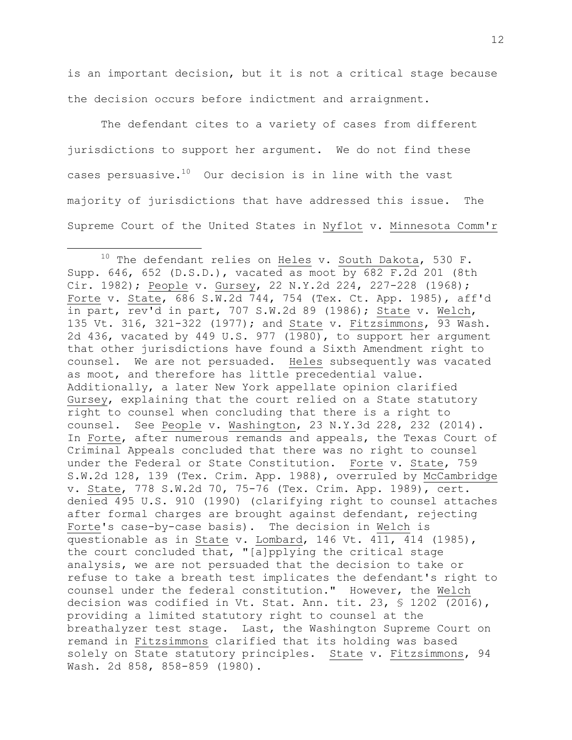is an important decision, but it is not a critical stage because the decision occurs before indictment and arraignment.

The defendant cites to a variety of cases from different jurisdictions to support her argument. We do not find these cases persuasive.[10] Our decision is in line with the vast majority of jurisdictions that have addressed this issue. The Supreme Court of the United States in Nyflot v. Minnesota Comm'r

---

[10] The defendant relies on Heles v. South Dakota, 530 F. Supp. 646, 652 (D.S.D.), vacated as moot by 682 F.2d 201 (8th Cir. 1982); People v. Gursey, 22 N.Y.2d 224, 227-228 (1968); Forte v. State, 686 S.W.2d 744, 754 (Tex. Ct. App. 1985), aff'd in part, rev'd in part, 707 S.W.2d 89 (1986); State v. Welch, 135 Vt. 316, 321-322 (1977); and State v. Fitzsimmons, 93 Wash. 2d 436, vacated by 449 U.S. 977 (1980), to support her argument that other jurisdictions have found a Sixth Amendment right to counsel. We are not persuaded. Heles subsequently was vacated as moot, and therefore has little precedential value. Additionally, a later New York appellate opinion clarified Gursey, explaining that the court relied on a State statutory right to counsel when concluding that there is a right to counsel. See People v. Washington, 23 N.Y.3d 228, 232 (2014). In Forte, after numerous remands and appeals, the Texas Court of Criminal Appeals concluded that there was no right to counsel under the Federal or State Constitution. Forte v. State, 759 S.W.2d 128, 139 (Tex. Crim. App. 1988), overruled by McCambridge v. State, 778 S.W.2d 70, 75-76 (Tex. Crim. App. 1989), cert. denied 495 U.S. 910 (1990) (clarifying right to counsel attaches after formal charges are brought against defendant, rejecting Forte's case-by-case basis). The decision in Welch is questionable as in State v. Lombard, 146 Vt. 411, 414 (1985), the court concluded that, "[a]pplying the critical stage analysis, we are not persuaded that the decision to take or refuse to take a breath test implicates the defendant's right to counsel under the federal constitution." However, the Welch decision was codified in Vt. Stat. Ann. tit. 23, § 1202 (2016), providing a limited statutory right to counsel at the breathalyzer test stage. Last, the Washington Supreme Court on remand in Fitzsimmons clarified that its holding was based solely on State statutory principles. State v. Fitzsimmons, 94 Wash. 2d 858, 858-859 (1980).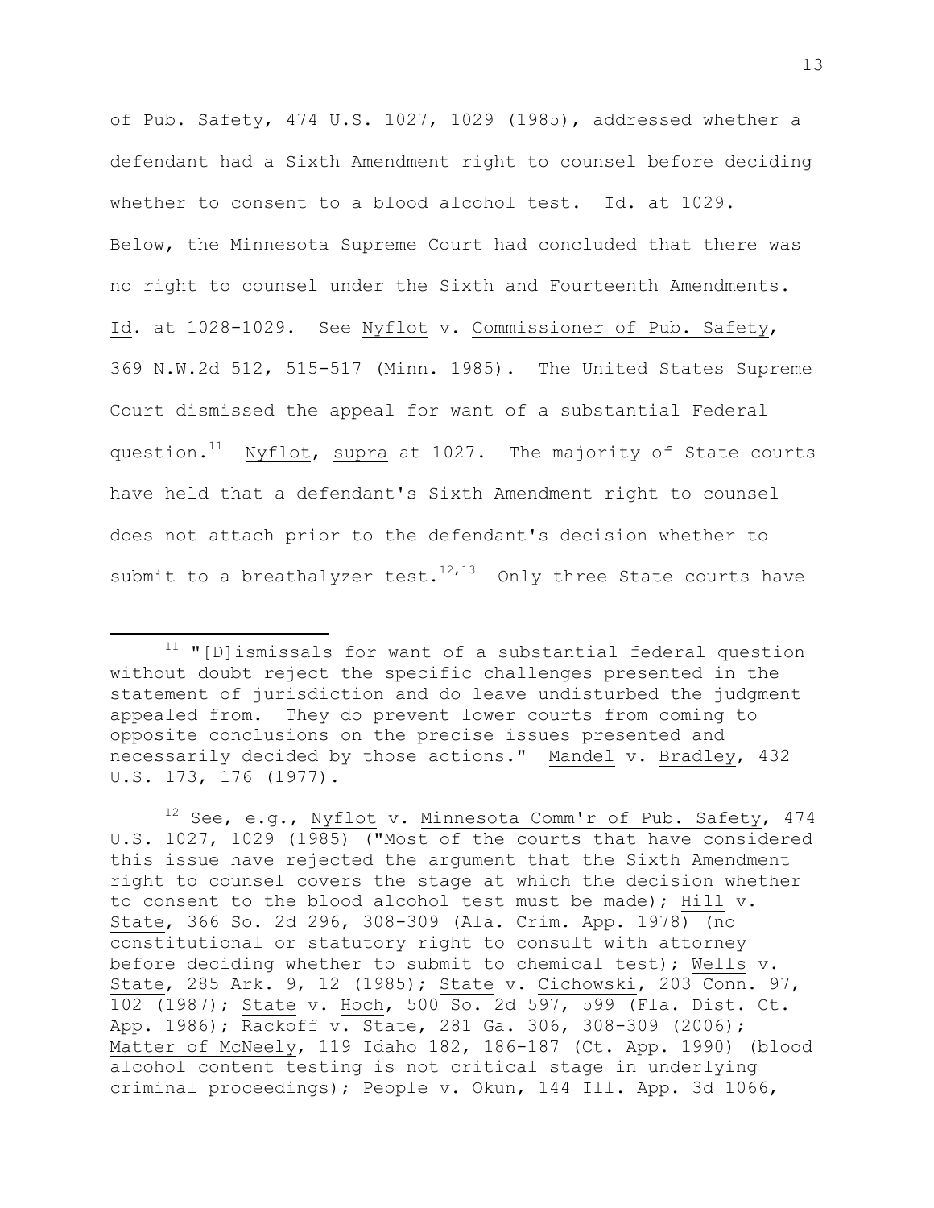of Pub. Safety, 474 U.S. 1027, 1029 (1985), addressed whether a defendant had a Sixth Amendment right to counsel before deciding whether to consent to a blood alcohol test. Id. at 1029. Below, the Minnesota Supreme Court had concluded that there was no right to counsel under the Sixth and Fourteenth Amendments. Id. at 1028-1029. See Nyflot v. Commissioner of Pub. Safety, 369 N.W.2d 512, 515-517 (Minn. 1985). The United States Supreme Court dismissed the appeal for want of a substantial Federal question.[11] Nyflot, supra at 1027. The majority of State courts have held that a defendant's Sixth Amendment right to counsel does not attach prior to the defendant's decision whether to submit to a breathalyzer test.[12,13] Only three State courts have

---

[11] "[D]ismissals for want of a substantial federal question without doubt reject the specific challenges presented in the statement of jurisdiction and do leave undisturbed the judgment appealed from. They do prevent lower courts from coming to opposite conclusions on the precise issues presented and necessarily decided by those actions." Mandel v. Bradley, 432 U.S. 173, 176 (1977).

[12] See, e.g., Nyflot v. Minnesota Comm'r of Pub. Safety, 474 U.S. 1027, 1029 (1985) ("Most of the courts that have considered this issue have rejected the argument that the Sixth Amendment right to counsel covers the stage at which the decision whether to consent to the blood alcohol test must be made); Hill v. State, 366 So. 2d 296, 308-309 (Ala. Crim. App. 1978) (no constitutional or statutory right to consult with attorney before deciding whether to submit to chemical test); Wells v. State, 285 Ark. 9, 12 (1985); State v. Cichowski, 203 Conn. 97, 102 (1987); State v. Hoch, 500 So. 2d 597, 599 (Fla. Dist. Ct. App. 1986); Rackoff v. State, 281 Ga. 306, 308-309 (2006); Matter of McNeely, 119 Idaho 182, 186-187 (Ct. App. 1990) (blood alcohol content testing is not critical stage in underlying criminal proceedings); People v. Okun, 144 Ill. App. 3d 1066,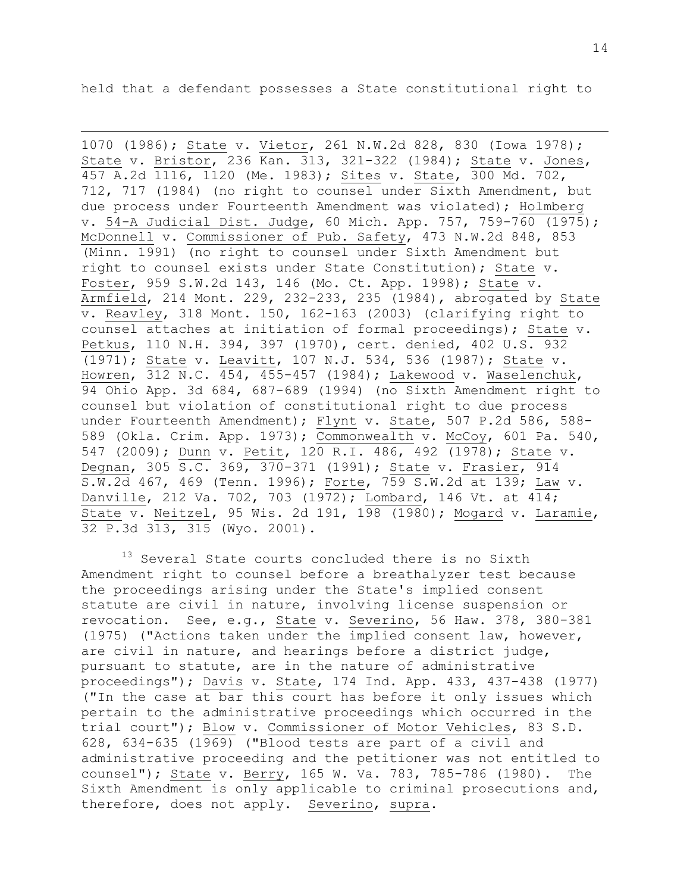held that a defendant possesses a State constitutional right to

---

1070 (1986); State v. Vietor, 261 N.W.2d 828, 830 (Iowa 1978); State v. Bristor, 236 Kan. 313, 321-322 (1984); State v. Jones, 457 A.2d 1116, 1120 (Me. 1983); Sites v. State, 300 Md. 702, 712, 717 (1984) (no right to counsel under Sixth Amendment, but due process under Fourteenth Amendment was violated); Holmberg v. 54-A Judicial Dist. Judge, 60 Mich. App. 757, 759-760 (1975); McDonnell v. Commissioner of Pub. Safety, 473 N.W.2d 848, 853 (Minn. 1991) (no right to counsel under Sixth Amendment but right to counsel exists under State Constitution); State v. Foster, 959 S.W.2d 143, 146 (Mo. Ct. App. 1998); State v. Armfield, 214 Mont. 229, 232-233, 235 (1984), abrogated by State v. Reavley, 318 Mont. 150, 162-163 (2003) (clarifying right to counsel attaches at initiation of formal proceedings); State v. Petkus, 110 N.H. 394, 397 (1970), cert. denied, 402 U.S. 932 (1971); State v. Leavitt, 107 N.J. 534, 536 (1987); State v. Howren, 312 N.C. 454, 455-457 (1984); Lakewood v. Waselenchuk, 94 Ohio App. 3d 684, 687-689 (1994) (no Sixth Amendment right to counsel but violation of constitutional right to due process under Fourteenth Amendment); Flynt v. State, 507 P.2d 586, 588-589 (Okla. Crim. App. 1973); Commonwealth v. McCoy, 601 Pa. 540, 547 (2009); Dunn v. Petit, 120 R.I. 486, 492 (1978); State v. Degnan, 305 S.C. 369, 370-371 (1991); State v. Frasier, 914 S.W.2d 467, 469 (Tenn. 1996); Forte, 759 S.W.2d at 139; Law v. Danville, 212 Va. 702, 703 (1972); Lombard, 146 Vt. at 414; State v. Neitzel, 95 Wis. 2d 191, 198 (1980); Mogard v. Laramie, 32 P.3d 313, 315 (Wyo. 2001).

[13] Several State courts concluded there is no Sixth Amendment right to counsel before a breathalyzer test because the proceedings arising under the State's implied consent statute are civil in nature, involving license suspension or revocation. See, e.g., State v. Severino, 56 Haw. 378, 380-381 (1975) ("Actions taken under the implied consent law, however, are civil in nature, and hearings before a district judge, pursuant to statute, are in the nature of administrative proceedings"); Davis v. State, 174 Ind. App. 433, 437-438 (1977) ("In the case at bar this court has before it only issues which pertain to the administrative proceedings which occurred in the trial court"); Blow v. Commissioner of Motor Vehicles, 83 S.D. 628, 634-635 (1969) ("Blood tests are part of a civil and administrative proceeding and the petitioner was not entitled to counsel"); State v. Berry, 165 W. Va. 783, 785-786 (1980). The Sixth Amendment is only applicable to criminal prosecutions and, therefore, does not apply. Severino, supra.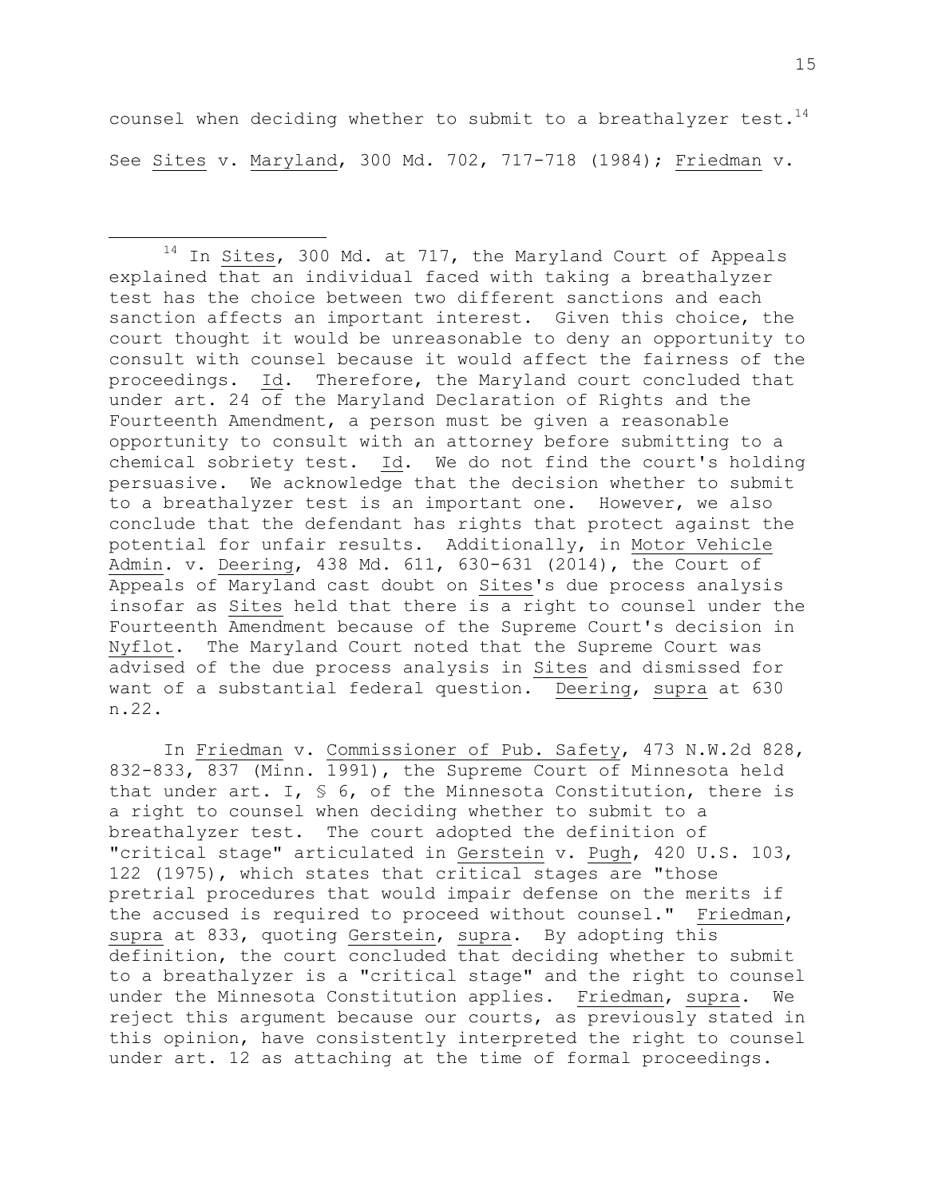counsel when deciding whether to submit to a breathalyzer test.[14] See Sites v. Maryland, 300 Md. 702, 717-718 (1984); Friedman v.

---

[14] In Sites, 300 Md. at 717, the Maryland Court of Appeals explained that an individual faced with taking a breathalyzer test has the choice between two different sanctions and each sanction affects an important interest. Given this choice, the court thought it would be unreasonable to deny an opportunity to consult with counsel because it would affect the fairness of the proceedings. Id. Therefore, the Maryland court concluded that under art. 24 of the Maryland Declaration of Rights and the Fourteenth Amendment, a person must be given a reasonable opportunity to consult with an attorney before submitting to a chemical sobriety test. Id. We do not find the court's holding persuasive. We acknowledge that the decision whether to submit to a breathalyzer test is an important one. However, we also conclude that the defendant has rights that protect against the potential for unfair results. Additionally, in Motor Vehicle Admin. v. Deering, 438 Md. 611, 630-631 (2014), the Court of Appeals of Maryland cast doubt on Sites's due process analysis insofar as Sites held that there is a right to counsel under the Fourteenth Amendment because of the Supreme Court's decision in Nyflot. The Maryland Court noted that the Supreme Court was advised of the due process analysis in Sites and dismissed for want of a substantial federal question. Deering, supra at 630 n.22.

In Friedman v. Commissioner of Pub. Safety, 473 N.W.2d 828, 832-833, 837 (Minn. 1991), the Supreme Court of Minnesota held that under art. I, § 6, of the Minnesota Constitution, there is a right to counsel when deciding whether to submit to a breathalyzer test. The court adopted the definition of "critical stage" articulated in Gerstein v. Pugh, 420 U.S. 103, 122 (1975), which states that critical stages are "those pretrial procedures that would impair defense on the merits if the accused is required to proceed without counsel." Friedman, supra at 833, quoting Gerstein, supra. By adopting this definition, the court concluded that deciding whether to submit to a breathalyzer is a "critical stage" and the right to counsel under the Minnesota Constitution applies. Friedman, supra. We reject this argument because our courts, as previously stated in this opinion, have consistently interpreted the right to counsel under art. 12 as attaching at the time of formal proceedings.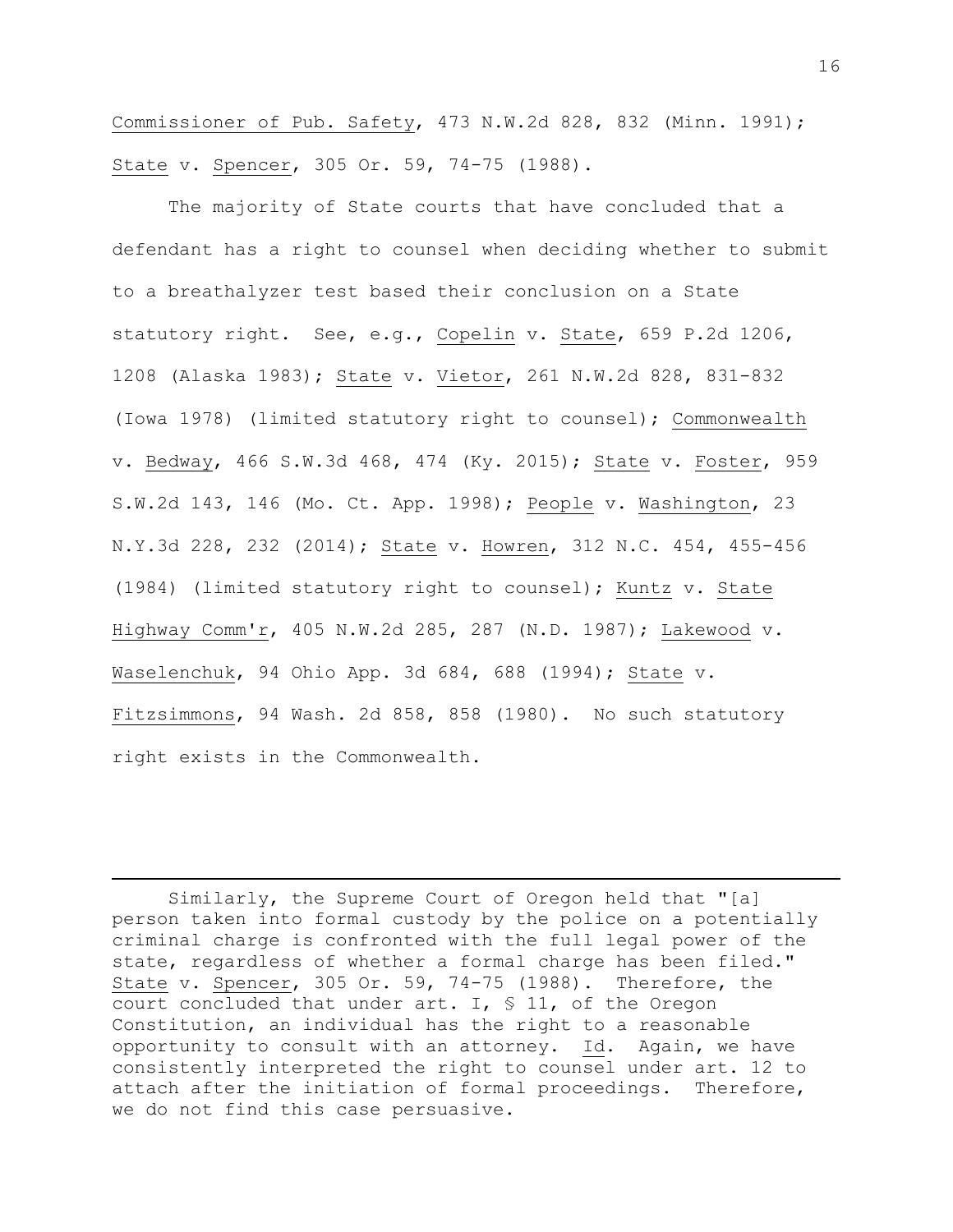Commissioner of Pub. Safety, 473 N.W.2d 828, 832 (Minn. 1991); State v. Spencer, 305 Or. 59, 74-75 (1988).

The majority of State courts that have concluded that a defendant has a right to counsel when deciding whether to submit to a breathalyzer test based their conclusion on a State statutory right. See, e.g., Copelin v. State, 659 P.2d 1206, 1208 (Alaska 1983); State v. Vietor, 261 N.W.2d 828, 831-832 (Iowa 1978) (limited statutory right to counsel); Commonwealth v. Bedway, 466 S.W.3d 468, 474 (Ky. 2015); State v. Foster, 959 S.W.2d 143, 146 (Mo. Ct. App. 1998); People v. Washington, 23 N.Y.3d 228, 232 (2014); State v. Howren, 312 N.C. 454, 455-456 (1984) (limited statutory right to counsel); Kuntz v. State Highway Comm'r, 405 N.W.2d 285, 287 (N.D. 1987); Lakewood v. Waselenchuk, 94 Ohio App. 3d 684, 688 (1994); State v. Fitzsimmons, 94 Wash. 2d 858, 858 (1980). No such statutory right exists in the Commonwealth.

---

Similarly, the Supreme Court of Oregon held that "[a] person taken into formal custody by the police on a potentially criminal charge is confronted with the full legal power of the state, regardless of whether a formal charge has been filed." State v. Spencer, 305 Or. 59, 74-75 (1988). Therefore, the court concluded that under art. I, § 11, of the Oregon Constitution, an individual has the right to a reasonable opportunity to consult with an attorney. Id. Again, we have consistently interpreted the right to counsel under art. 12 to attach after the initiation of formal proceedings. Therefore, we do not find this case persuasive.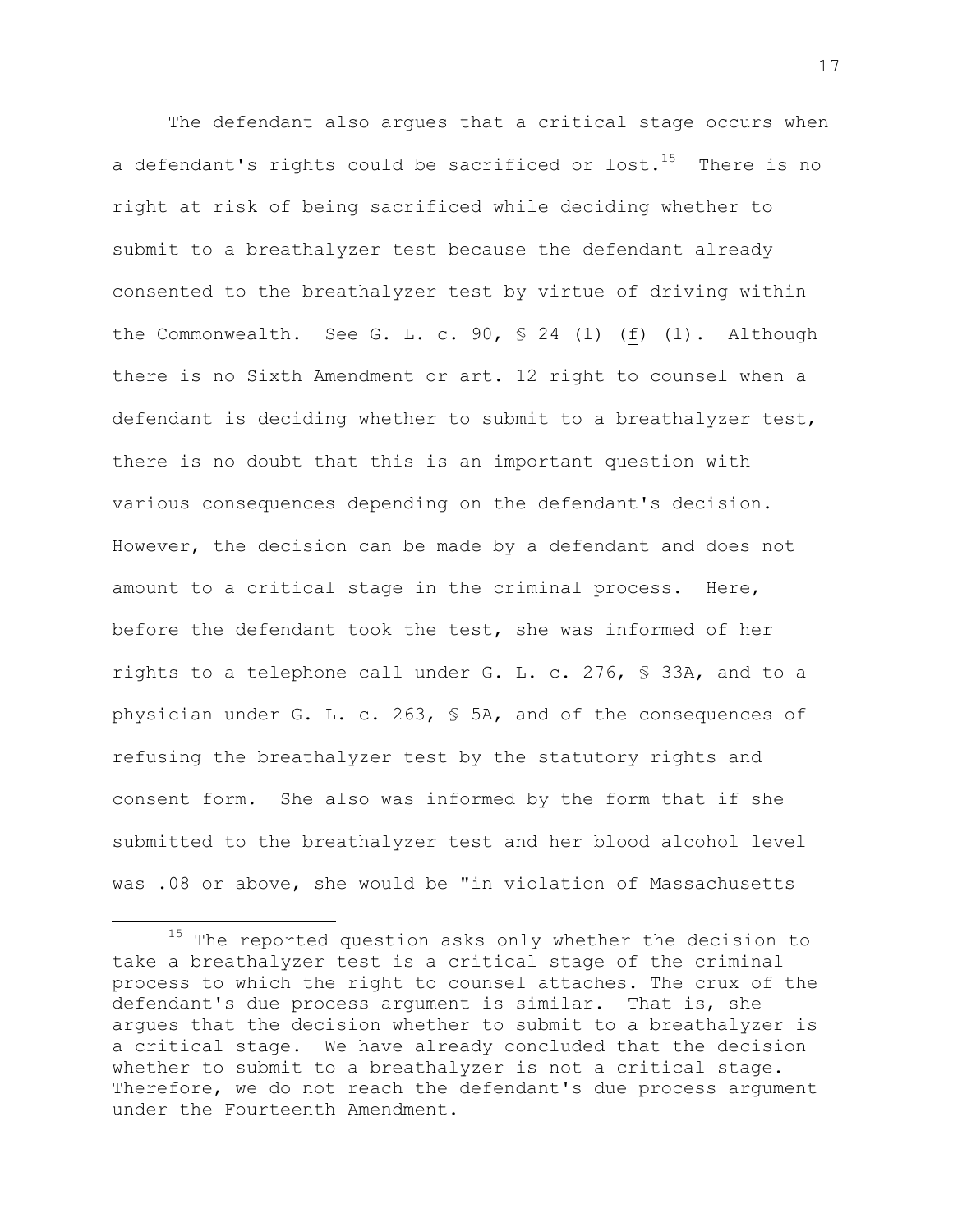The defendant also argues that a critical stage occurs when a defendant's rights could be sacrificed or lost.[15] There is no right at risk of being sacrificed while deciding whether to submit to a breathalyzer test because the defendant already consented to the breathalyzer test by virtue of driving within the Commonwealth. See G. L. c. 90, § 24 (1) (_f_) (1). Although there is no Sixth Amendment or art. 12 right to counsel when a defendant is deciding whether to submit to a breathalyzer test, there is no doubt that this is an important question with various consequences depending on the defendant's decision. However, the decision can be made by a defendant and does not amount to a critical stage in the criminal process. Here, before the defendant took the test, she was informed of her rights to a telephone call under G. L. c. 276, § 33A, and to a physician under G. L. c. 263, § 5A, and of the consequences of refusing the breathalyzer test by the statutory rights and consent form. She also was informed by the form that if she submitted to the breathalyzer test and her blood alcohol level was .08 or above, she would be "in violation of Massachusetts

---

[15] The reported question asks only whether the decision to take a breathalyzer test is a critical stage of the criminal process to which the right to counsel attaches. The crux of the defendant's due process argument is similar. That is, she argues that the decision whether to submit to a breathalyzer is a critical stage. We have already concluded that the decision whether to submit to a breathalyzer is not a critical stage. Therefore, we do not reach the defendant's due process argument under the Fourteenth Amendment.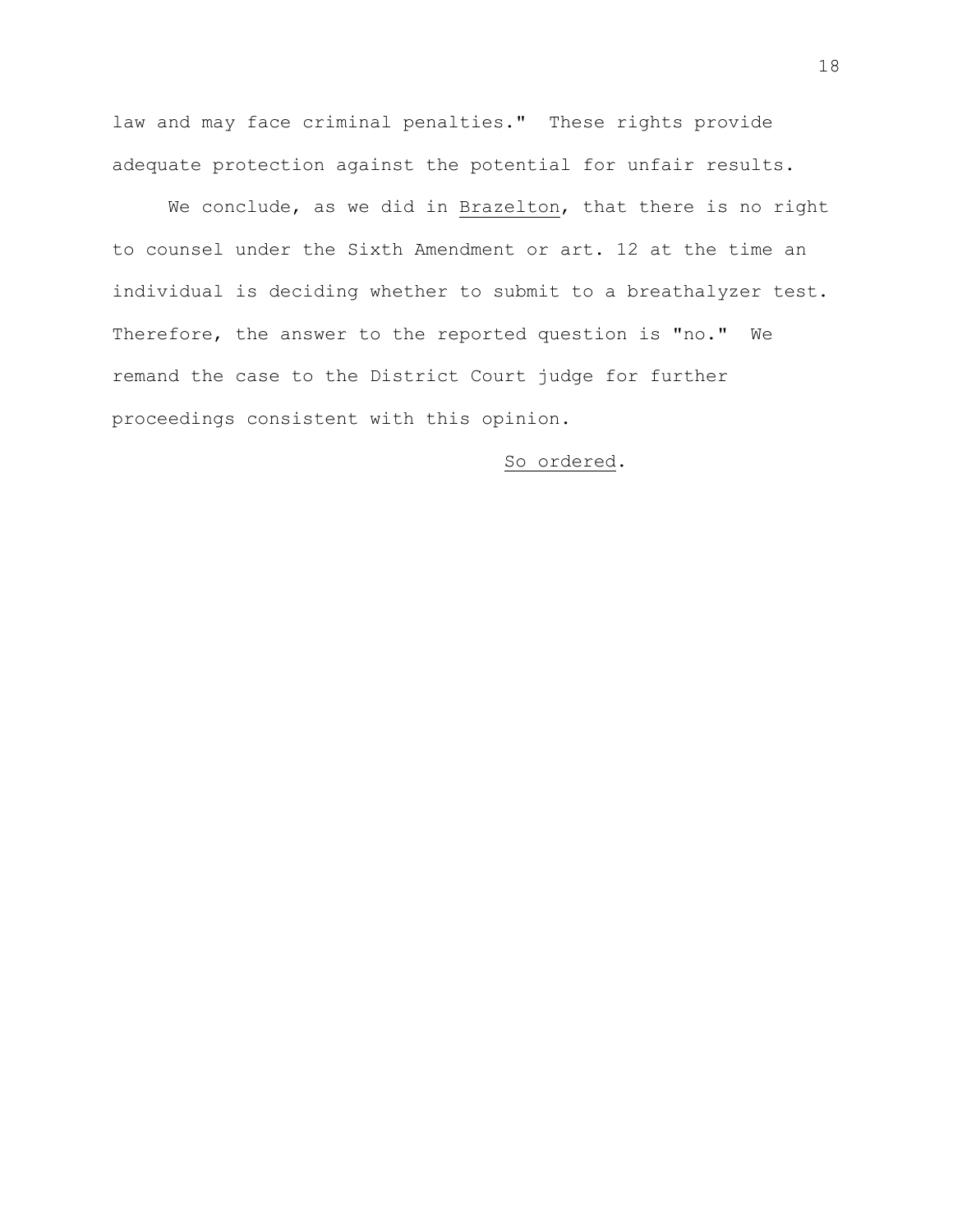law and may face criminal penalties." These rights provide adequate protection against the potential for unfair results.

We conclude, as we did in _Brazelton_, that there is no right to counsel under the Sixth Amendment or art. 12 at the time an individual is deciding whether to submit to a breathalyzer test. Therefore, the answer to the reported question is "no." We remand the case to the District Court judge for further proceedings consistent with this opinion.

_So ordered_.